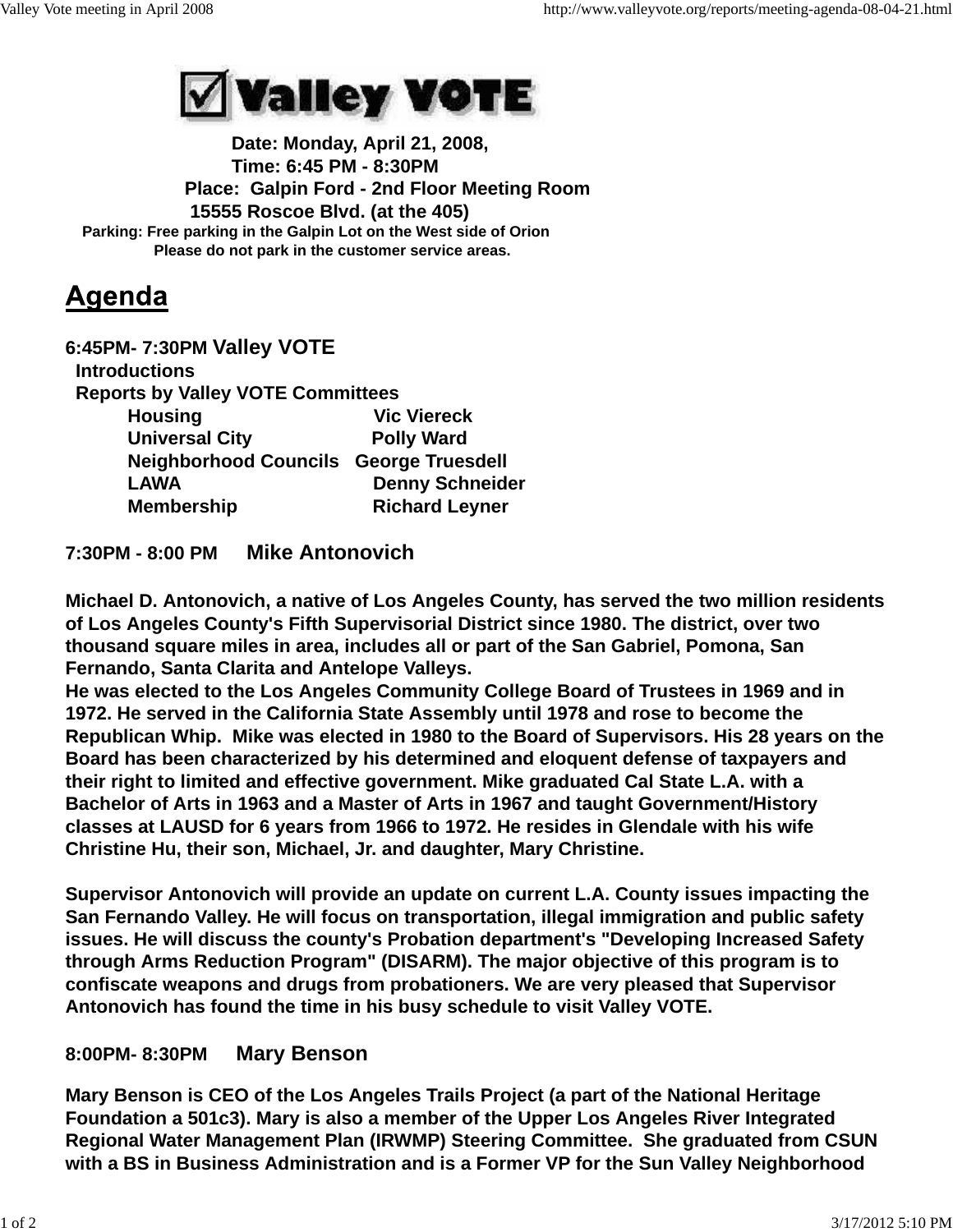**Valley VOTE**

**Date: Monday, April 21, 2008,**
**Time: 6:45 PM - 8:30PM**
**Place: Galpin Ford - 2nd Floor Meeting Room**
**15555 Roscoe Blvd. (at the 405)**
**Parking: Free parking in the Galpin Lot on the West side of Orion**
**Please do not park in the customer service areas.**

# Agenda

**6:45PM- 7:30PM Valley VOTE**

**Introductions**

**Reports by Valley VOTE Committees**

| | |
|---|---|
| **Housing** | **Vic Viereck** |
| **Universal City** | **Polly Ward** |
| **Neighborhood Councils** | **George Truesdell** |
| **LAWA** | **Denny Schneider** |
| **Membership** | **Richard Leyner** |

**7:30PM - 8:00 PM Mike Antonovich**

**Michael D. Antonovich, a native of Los Angeles County, has served the two million residents of Los Angeles County's Fifth Supervisorial District since 1980. The district, over two thousand square miles in area, includes all or part of the San Gabriel, Pomona, San Fernando, Santa Clarita and Antelope Valleys.**
**He was elected to the Los Angeles Community College Board of Trustees in 1969 and in 1972. He served in the California State Assembly until 1978 and rose to become the Republican Whip. Mike was elected in 1980 to the Board of Supervisors. His 28 years on the Board has been characterized by his determined and eloquent defense of taxpayers and their right to limited and effective government. Mike graduated Cal State L.A. with a Bachelor of Arts in 1963 and a Master of Arts in 1967 and taught Government/History classes at LAUSD for 6 years from 1966 to 1972. He resides in Glendale with his wife Christine Hu, their son, Michael, Jr. and daughter, Mary Christine.**

**Supervisor Antonovich will provide an update on current L.A. County issues impacting the San Fernando Valley. He will focus on transportation, illegal immigration and public safety issues. He will discuss the county's Probation department's "Developing Increased Safety through Arms Reduction Program" (DISARM). The major objective of this program is to confiscate weapons and drugs from probationers. We are very pleased that Supervisor Antonovich has found the time in his busy schedule to visit Valley VOTE.**

**8:00PM- 8:30PM Mary Benson**

**Mary Benson is CEO of the Los Angeles Trails Project (a part of the National Heritage Foundation a 501c3). Mary is also a member of the Upper Los Angeles River Integrated Regional Water Management Plan (IRWMP) Steering Committee. She graduated from CSUN with a BS in Business Administration and is a Former VP for the Sun Valley Neighborhood**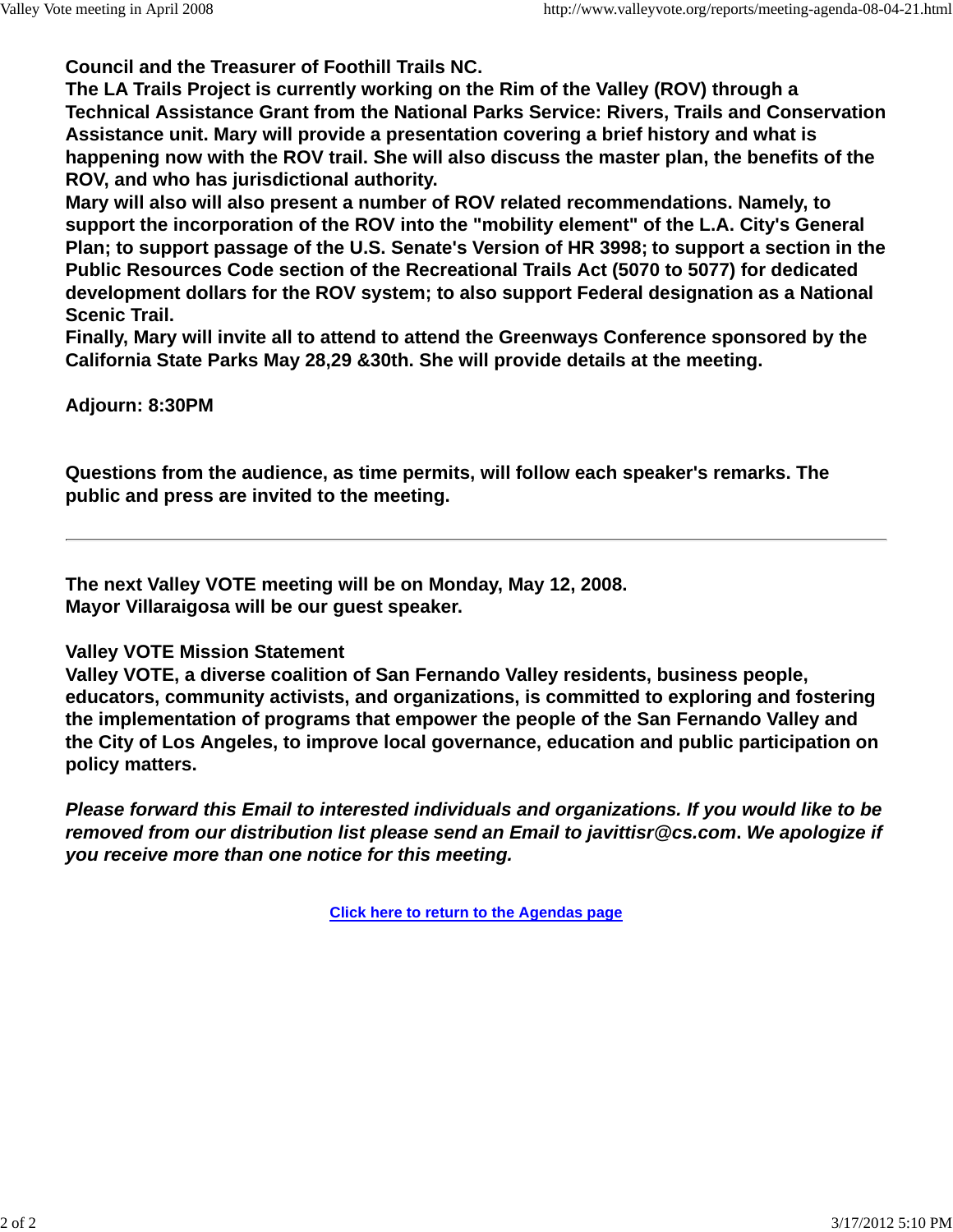**Council and the Treasurer of Foothill Trails NC.**
**The LA Trails Project is currently working on the Rim of the Valley (ROV) through a Technical Assistance Grant from the National Parks Service: Rivers, Trails and Conservation Assistance unit. Mary will provide a presentation covering a brief history and what is happening now with the ROV trail. She will also discuss the master plan, the benefits of the ROV, and who has jurisdictional authority.**
**Mary will also will also present a number of ROV related recommendations. Namely, to support the incorporation of the ROV into the "mobility element" of the L.A. City's General Plan; to support passage of the U.S. Senate's Version of HR 3998; to support a section in the Public Resources Code section of the Recreational Trails Act (5070 to 5077) for dedicated development dollars for the ROV system; to also support Federal designation as a National Scenic Trail.**
**Finally, Mary will invite all to attend to attend the Greenways Conference sponsored by the California State Parks May 28,29 &30th. She will provide details at the meeting.**

**Adjourn: 8:30PM**

**Questions from the audience, as time permits, will follow each speaker's remarks. The public and press are invited to the meeting.**

---

**The next Valley VOTE meeting will be on Monday, May 12, 2008.**
**Mayor Villaraigosa will be our guest speaker.**

**Valley VOTE Mission Statement**
**Valley VOTE, a diverse coalition of San Fernando Valley residents, business people, educators, community activists, and organizations, is committed to exploring and fostering the implementation of programs that empower the people of the San Fernando Valley and the City of Los Angeles, to improve local governance, education and public participation on policy matters.**

***Please forward this Email to interested individuals and organizations. If you would like to be removed from our distribution list please send an Email to javittisr@cs.com. We apologize if you receive more than one notice for this meeting.***

**Click here to return to the Agendas page**